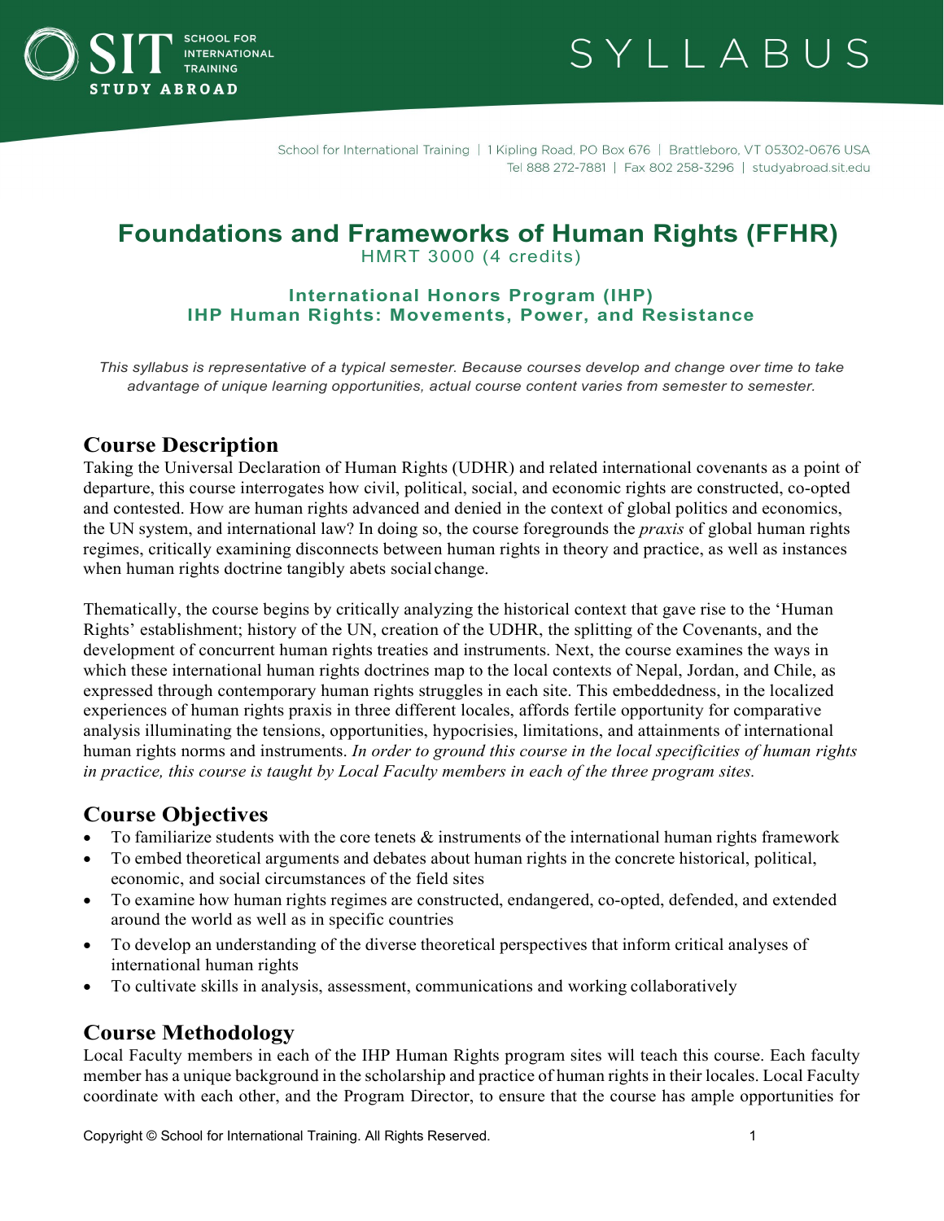SIT SCHOOL FOR INTERNATIONAL TRAINING STUDY ABROAD

SYLLABUS

School for International Training | 1 Kipling Road, PO Box 676 | Brattleboro, VT 05302-0676 USA
Tel 888 272-7881 | Fax 802 258-3296 | studyabroad.sit.edu

# Foundations and Frameworks of Human Rights (FFHR)

HMRT 3000 (4 credits)

### International Honors Program (IHP)
### IHP Human Rights: Movements, Power, and Resistance

*This syllabus is representative of a typical semester. Because courses develop and change over time to take advantage of unique learning opportunities, actual course content varies from semester to semester.*

## Course Description

Taking the Universal Declaration of Human Rights (UDHR) and related international covenants as a point of departure, this course interrogates how civil, political, social, and economic rights are constructed, co-opted and contested. How are human rights advanced and denied in the context of global politics and economics, the UN system, and international law? In doing so, the course foregrounds the *praxis* of global human rights regimes, critically examining disconnects between human rights in theory and practice, as well as instances when human rights doctrine tangibly abets social change.

Thematically, the course begins by critically analyzing the historical context that gave rise to the 'Human Rights' establishment; history of the UN, creation of the UDHR, the splitting of the Covenants, and the development of concurrent human rights treaties and instruments. Next, the course examines the ways in which these international human rights doctrines map to the local contexts of Nepal, Jordan, and Chile, as expressed through contemporary human rights struggles in each site. This embeddedness, in the localized experiences of human rights praxis in three different locales, affords fertile opportunity for comparative analysis illuminating the tensions, opportunities, hypocrisies, limitations, and attainments of international human rights norms and instruments. *In order to ground this course in the local specificities of human rights in practice, this course is taught by Local Faculty members in each of the three program sites.*

## Course Objectives

- To familiarize students with the core tenets & instruments of the international human rights framework
- To embed theoretical arguments and debates about human rights in the concrete historical, political, economic, and social circumstances of the field sites
- To examine how human rights regimes are constructed, endangered, co-opted, defended, and extended around the world as well as in specific countries
- To develop an understanding of the diverse theoretical perspectives that inform critical analyses of international human rights
- To cultivate skills in analysis, assessment, communications and working collaboratively

## Course Methodology

Local Faculty members in each of the IHP Human Rights program sites will teach this course. Each faculty member has a unique background in the scholarship and practice of human rights in their locales. Local Faculty coordinate with each other, and the Program Director, to ensure that the course has ample opportunities for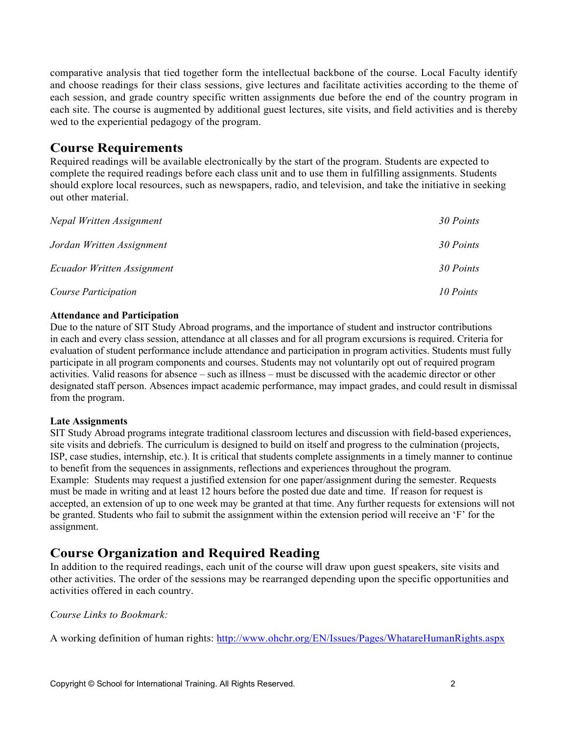comparative analysis that tied together form the intellectual backbone of the course. Local Faculty identify and choose readings for their class sessions, give lectures and facilitate activities according to the theme of each session, and grade country specific written assignments due before the end of the country program in each site. The course is augmented by additional guest lectures, site visits, and field activities and is thereby wed to the experiential pedagogy of the program.

## Course Requirements

Required readings will be available electronically by the start of the program. Students are expected to complete the required readings before each class unit and to use them in fulfilling assignments. Students should explore local resources, such as newspapers, radio, and television, and take the initiative in seeking out other material.

| | |
|---|---|
| *Nepal Written Assignment* | *30 Points* |
| *Jordan Written Assignment* | *30 Points* |
| *Ecuador Written Assignment* | *30 Points* |
| *Course Participation* | *10 Points* |

**Attendance and Participation**

Due to the nature of SIT Study Abroad programs, and the importance of student and instructor contributions in each and every class session, attendance at all classes and for all program excursions is required. Criteria for evaluation of student performance include attendance and participation in program activities. Students must fully participate in all program components and courses. Students may not voluntarily opt out of required program activities. Valid reasons for absence – such as illness – must be discussed with the academic director or other designated staff person. Absences impact academic performance, may impact grades, and could result in dismissal from the program.

**Late Assignments**

SIT Study Abroad programs integrate traditional classroom lectures and discussion with field-based experiences, site visits and debriefs. The curriculum is designed to build on itself and progress to the culmination (projects, ISP, case studies, internship, etc.). It is critical that students complete assignments in a timely manner to continue to benefit from the sequences in assignments, reflections and experiences throughout the program.
Example: Students may request a justified extension for one paper/assignment during the semester. Requests must be made in writing and at least 12 hours before the posted due date and time. If reason for request is accepted, an extension of up to one week may be granted at that time. Any further requests for extensions will not be granted. Students who fail to submit the assignment within the extension period will receive an 'F' for the assignment.

## Course Organization and Required Reading

In addition to the required readings, each unit of the course will draw upon guest speakers, site visits and other activities. The order of the sessions may be rearranged depending upon the specific opportunities and activities offered in each country.

*Course Links to Bookmark:*

A working definition of human rights: http://www.ohchr.org/EN/Issues/Pages/WhatareHumanRights.aspx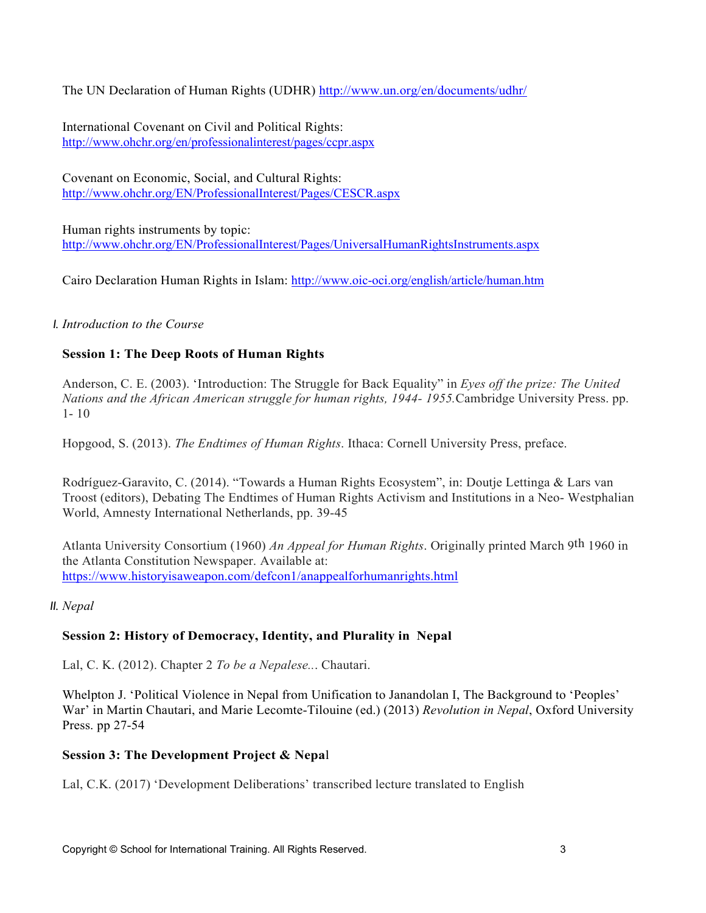The UN Declaration of Human Rights (UDHR) http://www.un.org/en/documents/udhr/

International Covenant on Civil and Political Rights:
http://www.ohchr.org/en/professionalinterest/pages/ccpr.aspx

Covenant on Economic, Social, and Cultural Rights:
http://www.ohchr.org/EN/ProfessionalInterest/Pages/CESCR.aspx

Human rights instruments by topic:
http://www.ohchr.org/EN/ProfessionalInterest/Pages/UniversalHumanRightsInstruments.aspx

Cairo Declaration Human Rights in Islam: http://www.oic-oci.org/english/article/human.htm

## I. *Introduction to the Course*

### Session 1: The Deep Roots of Human Rights

Anderson, C. E. (2003). 'Introduction: The Struggle for Back Equality" in *Eyes off the prize: The United Nations and the African American struggle for human rights, 1944- 1955.*Cambridge University Press. pp. 1- 10

Hopgood, S. (2013). *The Endtimes of Human Rights*. Ithaca: Cornell University Press, preface.

Rodríguez-Garavito, C. (2014). "Towards a Human Rights Ecosystem", in: Doutje Lettinga & Lars van Troost (editors), Debating The Endtimes of Human Rights Activism and Institutions in a Neo- Westphalian World, Amnesty International Netherlands, pp. 39-45

Atlanta University Consortium (1960) *An Appeal for Human Rights*. Originally printed March 9th 1960 in the Atlanta Constitution Newspaper. Available at:
https://www.historyisaweapon.com/defcon1/anappealforhumanrights.html

## II. *Nepal*

### Session 2: History of Democracy, Identity, and Plurality in Nepal

Lal, C. K. (2012). Chapter 2 *To be a Nepalese...* Chautari.

Whelpton J. 'Political Violence in Nepal from Unification to Janandolan I, The Background to 'Peoples' War' in Martin Chautari, and Marie Lecomte-Tilouine (ed.) (2013) *Revolution in Nepal*, Oxford University Press. pp 27-54

### Session 3: The Development Project & Nepal

Lal, C.K. (2017) 'Development Deliberations' transcribed lecture translated to English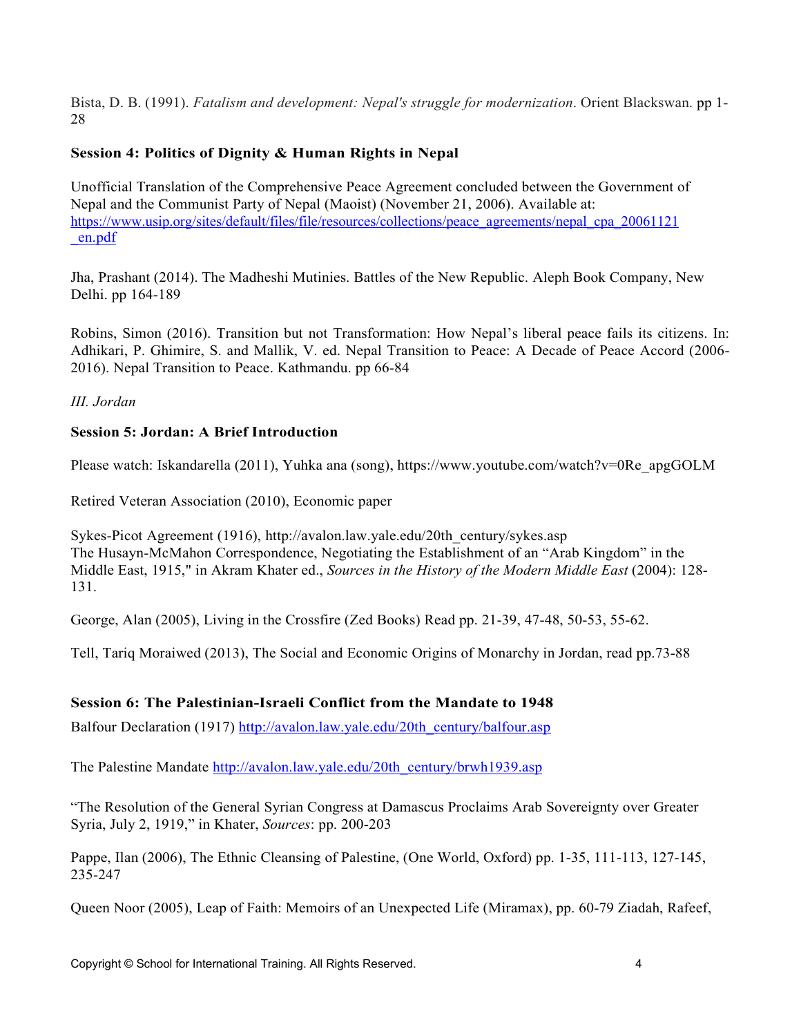Bista, D. B. (1991). *Fatalism and development: Nepal's struggle for modernization*. Orient Blackswan. pp 1-28

**Session 4: Politics of Dignity & Human Rights in Nepal**

Unofficial Translation of the Comprehensive Peace Agreement concluded between the Government of Nepal and the Communist Party of Nepal (Maoist) (November 21, 2006). Available at: https://www.usip.org/sites/default/files/file/resources/collections/peace_agreements/nepal_cpa_20061121_en.pdf

Jha, Prashant (2014). The Madheshi Mutinies. Battles of the New Republic. Aleph Book Company, New Delhi. pp 164-189

Robins, Simon (2016). Transition but not Transformation: How Nepal's liberal peace fails its citizens. In: Adhikari, P. Ghimire, S. and Mallik, V. ed. Nepal Transition to Peace: A Decade of Peace Accord (2006-2016). Nepal Transition to Peace. Kathmandu. pp 66-84

*III. Jordan*

**Session 5: Jordan: A Brief Introduction**

Please watch: Iskandarella (2011), Yuhka ana (song), https://www.youtube.com/watch?v=0Re_apgGOLM

Retired Veteran Association (2010), Economic paper

Sykes-Picot Agreement (1916), http://avalon.law.yale.edu/20th_century/sykes.asp
The Husayn-McMahon Correspondence, Negotiating the Establishment of an "Arab Kingdom" in the Middle East, 1915," in Akram Khater ed., *Sources in the History of the Modern Middle East* (2004): 128-131.

George, Alan (2005), Living in the Crossfire (Zed Books) Read pp. 21-39, 47-48, 50-53, 55-62.

Tell, Tariq Moraiwed (2013), The Social and Economic Origins of Monarchy in Jordan, read pp.73-88

**Session 6: The Palestinian-Israeli Conflict from the Mandate to 1948**

Balfour Declaration (1917) http://avalon.law.yale.edu/20th_century/balfour.asp

The Palestine Mandate http://avalon.law.yale.edu/20th_century/brwh1939.asp

"The Resolution of the General Syrian Congress at Damascus Proclaims Arab Sovereignty over Greater Syria, July 2, 1919," in Khater, *Sources*: pp. 200-203

Pappe, Ilan (2006), The Ethnic Cleansing of Palestine, (One World, Oxford) pp. 1-35, 111-113, 127-145, 235-247

Queen Noor (2005), Leap of Faith: Memoirs of an Unexpected Life (Miramax), pp. 60-79 Ziadah, Rafeef,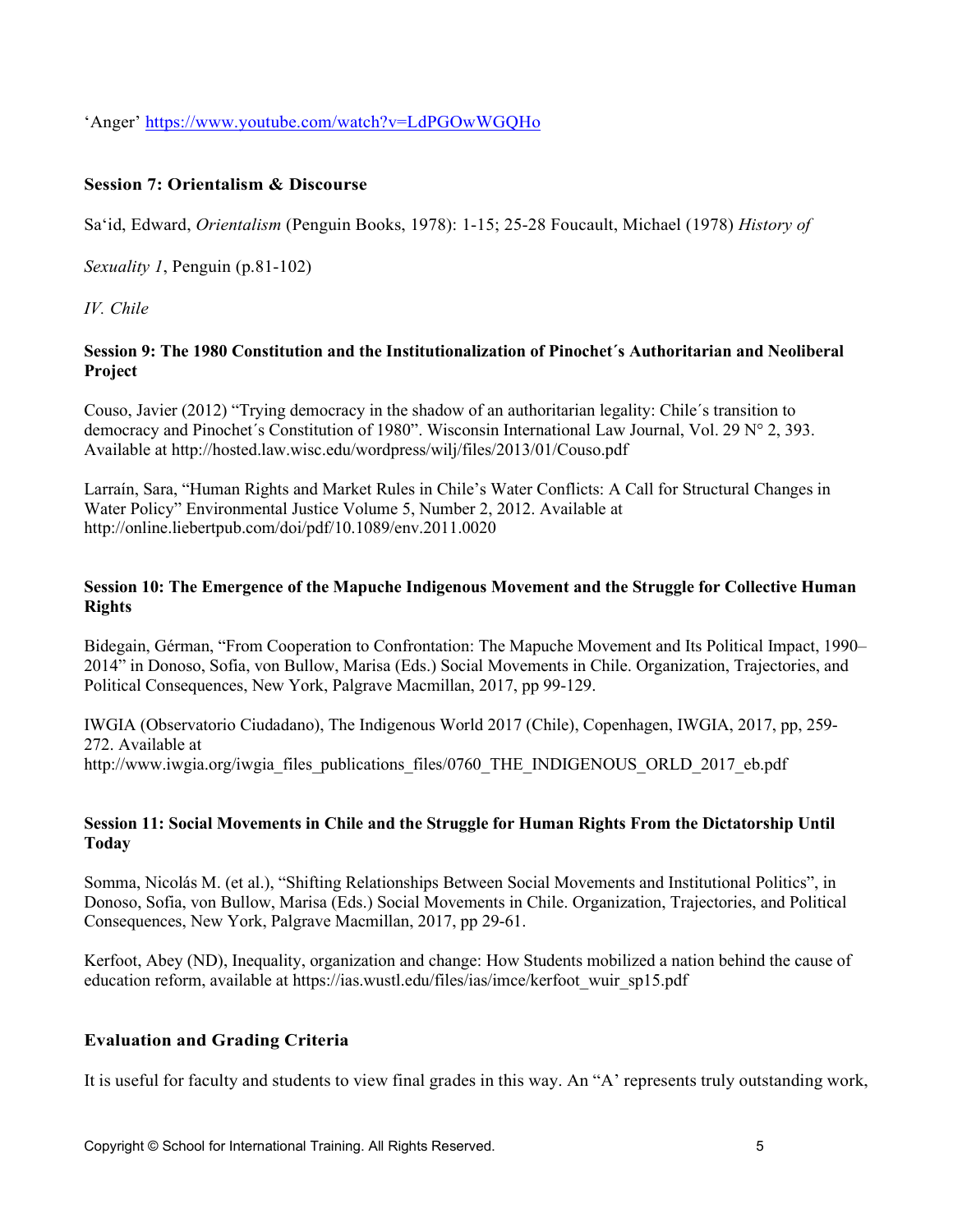'Anger' https://www.youtube.com/watch?v=LdPGOwWGQHo

**Session 7: Orientalism & Discourse**

Sa'id, Edward, *Orientalism* (Penguin Books, 1978): 1-15; 25-28 Foucault, Michael (1978) *History of Sexuality 1*, Penguin (p.81-102)

*IV. Chile*

**Session 9: The 1980 Constitution and the Institutionalization of Pinochet´s Authoritarian and Neoliberal Project**

Couso, Javier (2012) "Trying democracy in the shadow of an authoritarian legality: Chile´s transition to democracy and Pinochet´s Constitution of 1980". Wisconsin International Law Journal, Vol. 29 N° 2, 393. Available at http://hosted.law.wisc.edu/wordpress/wilj/files/2013/01/Couso.pdf

Larraín, Sara, "Human Rights and Market Rules in Chile's Water Conflicts: A Call for Structural Changes in Water Policy" Environmental Justice Volume 5, Number 2, 2012. Available at http://online.liebertpub.com/doi/pdf/10.1089/env.2011.0020

**Session 10: The Emergence of the Mapuche Indigenous Movement and the Struggle for Collective Human Rights**

Bidegain, Gérman, "From Cooperation to Confrontation: The Mapuche Movement and Its Political Impact, 1990–2014" in Donoso, Sofia, von Bullow, Marisa (Eds.) Social Movements in Chile. Organization, Trajectories, and Political Consequences, New York, Palgrave Macmillan, 2017, pp 99-129.

IWGIA (Observatorio Ciudadano), The Indigenous World 2017 (Chile), Copenhagen, IWGIA, 2017, pp, 259-272. Available at http://www.iwgia.org/iwgia_files_publications_files/0760_THE_INDIGENOUS_ORLD_2017_eb.pdf

**Session 11: Social Movements in Chile and the Struggle for Human Rights From the Dictatorship Until Today**

Somma, Nicolás M. (et al.), "Shifting Relationships Between Social Movements and Institutional Politics", in Donoso, Sofia, von Bullow, Marisa (Eds.) Social Movements in Chile. Organization, Trajectories, and Political Consequences, New York, Palgrave Macmillan, 2017, pp 29-61.

Kerfoot, Abey (ND), Inequality, organization and change: How Students mobilized a nation behind the cause of education reform, available at https://ias.wustl.edu/files/ias/imce/kerfoot_wuir_sp15.pdf

## Evaluation and Grading Criteria

It is useful for faculty and students to view final grades in this way. An "A' represents truly outstanding work,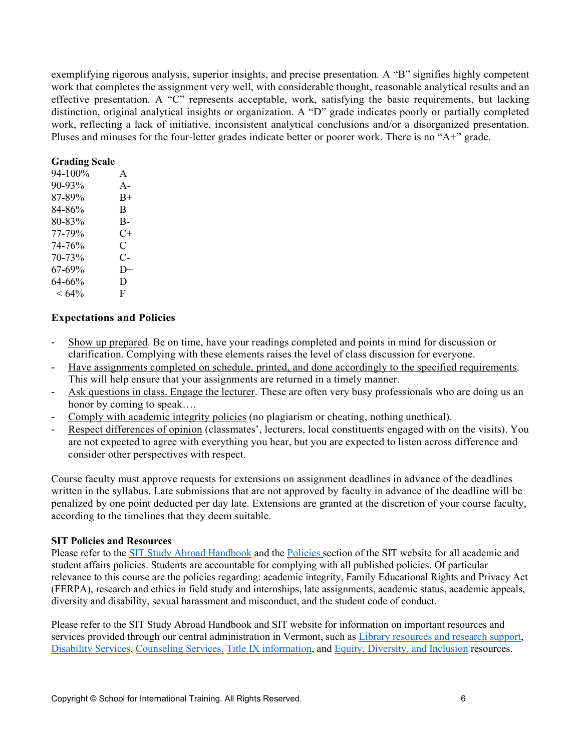exemplifying rigorous analysis, superior insights, and precise presentation. A "B" signifies highly competent work that completes the assignment very well, with considerable thought, reasonable analytical results and an effective presentation. A "C" represents acceptable, work, satisfying the basic requirements, but lacking distinction, original analytical insights or organization. A "D" grade indicates poorly or partially completed work, reflecting a lack of initiative, inconsistent analytical conclusions and/or a disorganized presentation. Pluses and minuses for the four-letter grades indicate better or poorer work. There is no "A+" grade.

**Grading Scale**

| | |
|---|---|
| 94-100% | A |
| 90-93% | A- |
| 87-89% | B+ |
| 84-86% | B |
| 80-83% | B- |
| 77-79% | C+ |
| 74-76% | C |
| 70-73% | C- |
| 67-69% | D+ |
| 64-66% | D |
| < 64% | F |

**Expectations and Policies**

- Show up prepared. Be on time, have your readings completed and points in mind for discussion or clarification. Complying with these elements raises the level of class discussion for everyone.
- Have assignments completed on schedule, printed, and done accordingly to the specified requirements. This will help ensure that your assignments are returned in a timely manner.
- Ask questions in class. Engage the lecturer. These are often very busy professionals who are doing us an honor by coming to speak….
- Comply with academic integrity policies (no plagiarism or cheating, nothing unethical).
- Respect differences of opinion (classmates', lecturers, local constituents engaged with on the visits). You are not expected to agree with everything you hear, but you are expected to listen across difference and consider other perspectives with respect.

Course faculty must approve requests for extensions on assignment deadlines in advance of the deadlines written in the syllabus. Late submissions that are not approved by faculty in advance of the deadline will be penalized by one point deducted per day late. Extensions are granted at the discretion of your course faculty, according to the timelines that they deem suitable.

**SIT Policies and Resources**

Please refer to the SIT Study Abroad Handbook and the Policies section of the SIT website for all academic and student affairs policies. Students are accountable for complying with all published policies. Of particular relevance to this course are the policies regarding: academic integrity, Family Educational Rights and Privacy Act (FERPA), research and ethics in field study and internships, late assignments, academic status, academic appeals, diversity and disability, sexual harassment and misconduct, and the student code of conduct.

Please refer to the SIT Study Abroad Handbook and SIT website for information on important resources and services provided through our central administration in Vermont, such as Library resources and research support, Disability Services, Counseling Services, Title IX information, and Equity, Diversity, and Inclusion resources.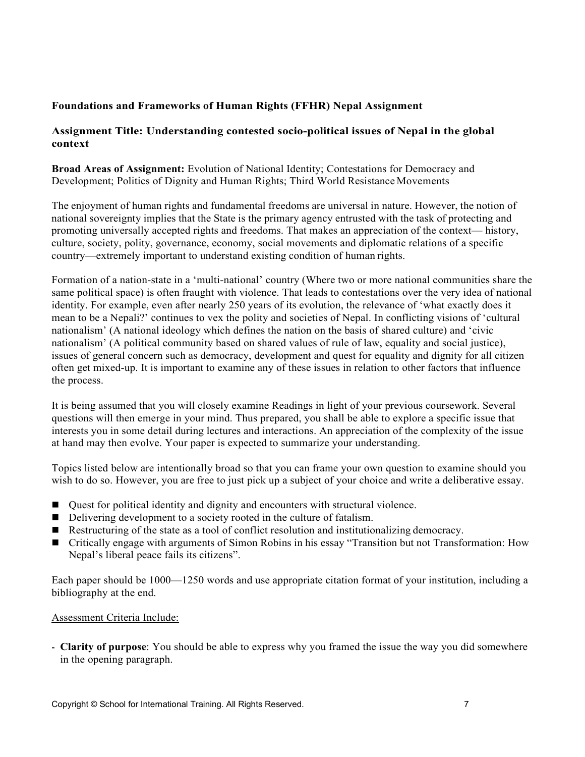**Foundations and Frameworks of Human Rights (FFHR) Nepal Assignment**

**Assignment Title: Understanding contested socio-political issues of Nepal in the global context**

**Broad Areas of Assignment:** Evolution of National Identity; Contestations for Democracy and Development; Politics of Dignity and Human Rights; Third World Resistance Movements

The enjoyment of human rights and fundamental freedoms are universal in nature. However, the notion of national sovereignty implies that the State is the primary agency entrusted with the task of protecting and promoting universally accepted rights and freedoms. That makes an appreciation of the context— history, culture, society, polity, governance, economy, social movements and diplomatic relations of a specific country—extremely important to understand existing condition of human rights.

Formation of a nation-state in a 'multi-national' country (Where two or more national communities share the same political space) is often fraught with violence. That leads to contestations over the very idea of national identity. For example, even after nearly 250 years of its evolution, the relevance of 'what exactly does it mean to be a Nepali?' continues to vex the polity and societies of Nepal. In conflicting visions of 'cultural nationalism' (A national ideology which defines the nation on the basis of shared culture) and 'civic nationalism' (A political community based on shared values of rule of law, equality and social justice), issues of general concern such as democracy, development and quest for equality and dignity for all citizen often get mixed-up. It is important to examine any of these issues in relation to other factors that influence the process.

It is being assumed that you will closely examine Readings in light of your previous coursework. Several questions will then emerge in your mind. Thus prepared, you shall be able to explore a specific issue that interests you in some detail during lectures and interactions. An appreciation of the complexity of the issue at hand may then evolve. Your paper is expected to summarize your understanding.

Topics listed below are intentionally broad so that you can frame your own question to examine should you wish to do so. However, you are free to just pick up a subject of your choice and write a deliberative essay.

- Quest for political identity and dignity and encounters with structural violence.
- Delivering development to a society rooted in the culture of fatalism.
- Restructuring of the state as a tool of conflict resolution and institutionalizing democracy.
- Critically engage with arguments of Simon Robins in his essay "Transition but not Transformation: How Nepal's liberal peace fails its citizens".

Each paper should be 1000—1250 words and use appropriate citation format of your institution, including a bibliography at the end.

<u>Assessment Criteria Include:</u>

- **Clarity of purpose**: You should be able to express why you framed the issue the way you did somewhere in the opening paragraph.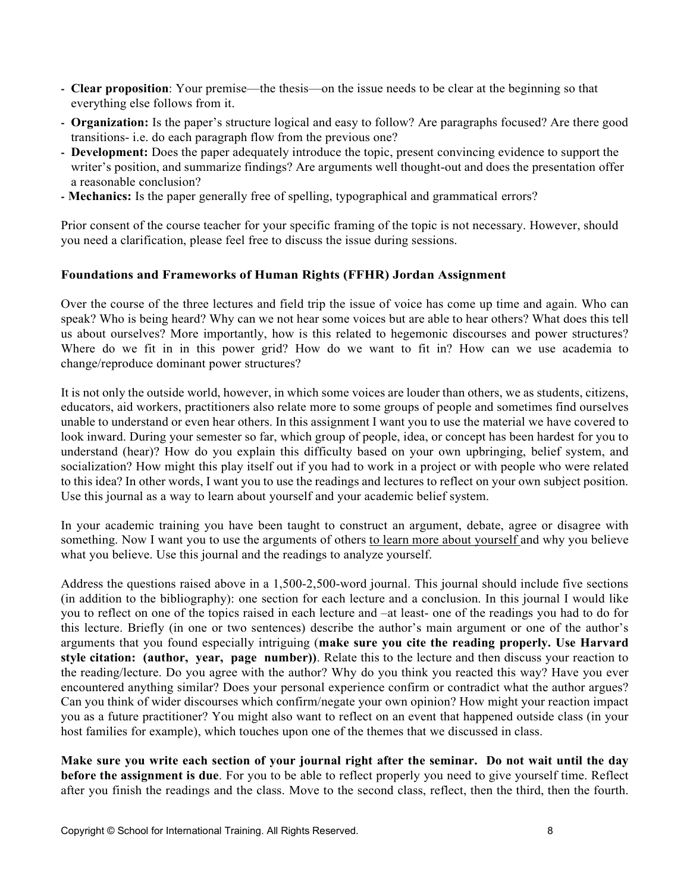- **Clear proposition**: Your premise—the thesis—on the issue needs to be clear at the beginning so that everything else follows from it.
- **Organization:** Is the paper's structure logical and easy to follow? Are paragraphs focused? Are there good transitions- i.e. do each paragraph flow from the previous one?
- **Development:** Does the paper adequately introduce the topic, present convincing evidence to support the writer's position, and summarize findings? Are arguments well thought-out and does the presentation offer a reasonable conclusion?
- **Mechanics:** Is the paper generally free of spelling, typographical and grammatical errors?

Prior consent of the course teacher for your specific framing of the topic is not necessary. However, should you need a clarification, please feel free to discuss the issue during sessions.

### Foundations and Frameworks of Human Rights (FFHR) Jordan Assignment

Over the course of the three lectures and field trip the issue of voice has come up time and again. Who can speak? Who is being heard? Why can we not hear some voices but are able to hear others? What does this tell us about ourselves? More importantly, how is this related to hegemonic discourses and power structures? Where do we fit in in this power grid? How do we want to fit in? How can we use academia to change/reproduce dominant power structures?

It is not only the outside world, however, in which some voices are louder than others, we as students, citizens, educators, aid workers, practitioners also relate more to some groups of people and sometimes find ourselves unable to understand or even hear others. In this assignment I want you to use the material we have covered to look inward. During your semester so far, which group of people, idea, or concept has been hardest for you to understand (hear)? How do you explain this difficulty based on your own upbringing, belief system, and socialization? How might this play itself out if you had to work in a project or with people who were related to this idea? In other words, I want you to use the readings and lectures to reflect on your own subject position. Use this journal as a way to learn about yourself and your academic belief system.

In your academic training you have been taught to construct an argument, debate, agree or disagree with something. Now I want you to use the arguments of others <u>to learn more about yourself</u> and why you believe what you believe. Use this journal and the readings to analyze yourself.

Address the questions raised above in a 1,500-2,500-word journal. This journal should include five sections (in addition to the bibliography): one section for each lecture and a conclusion. In this journal I would like you to reflect on one of the topics raised in each lecture and –at least- one of the readings you had to do for this lecture. Briefly (in one or two sentences) describe the author's main argument or one of the author's arguments that you found especially intriguing (**make sure you cite the reading properly. Use Harvard style citation: (author, year, page number))**. Relate this to the lecture and then discuss your reaction to the reading/lecture. Do you agree with the author? Why do you think you reacted this way? Have you ever encountered anything similar? Does your personal experience confirm or contradict what the author argues? Can you think of wider discourses which confirm/negate your own opinion? How might your reaction impact you as a future practitioner? You might also want to reflect on an event that happened outside class (in your host families for example), which touches upon one of the themes that we discussed in class.

**Make sure you write each section of your journal right after the seminar. Do not wait until the day before the assignment is due**. For you to be able to reflect properly you need to give yourself time. Reflect after you finish the readings and the class. Move to the second class, reflect, then the third, then the fourth.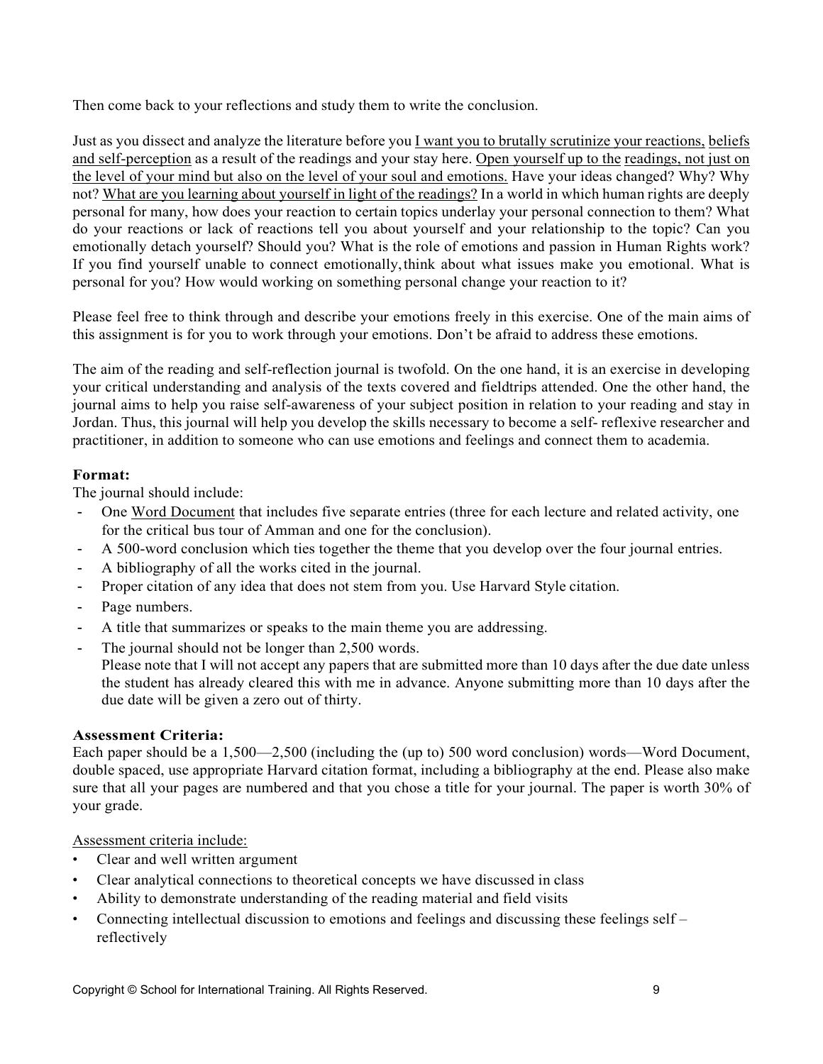Then come back to your reflections and study them to write the conclusion.

Just as you dissect and analyze the literature before you <u>I want you to brutally scrutinize your reactions, beliefs and self-perception</u> as a result of the readings and your stay here. <u>Open yourself up to the readings, not just on the level of your mind but also on the level of your soul and emotions.</u> Have your ideas changed? Why? Why not? <u>What are you learning about yourself in light of the readings?</u> In a world in which human rights are deeply personal for many, how does your reaction to certain topics underlay your personal connection to them? What do your reactions or lack of reactions tell you about yourself and your relationship to the topic? Can you emotionally detach yourself? Should you? What is the role of emotions and passion in Human Rights work? If you find yourself unable to connect emotionally, think about what issues make you emotional. What is personal for you? How would working on something personal change your reaction to it?

Please feel free to think through and describe your emotions freely in this exercise. One of the main aims of this assignment is for you to work through your emotions. Don't be afraid to address these emotions.

The aim of the reading and self-reflection journal is twofold. On the one hand, it is an exercise in developing your critical understanding and analysis of the texts covered and fieldtrips attended. One the other hand, the journal aims to help you raise self-awareness of your subject position in relation to your reading and stay in Jordan. Thus, this journal will help you develop the skills necessary to become a self- reflexive researcher and practitioner, in addition to someone who can use emotions and feelings and connect them to academia.

**Format:**

The journal should include:

- One <u>Word Document</u> that includes five separate entries (three for each lecture and related activity, one for the critical bus tour of Amman and one for the conclusion).
- A 500-word conclusion which ties together the theme that you develop over the four journal entries.
- A bibliography of all the works cited in the journal.
- Proper citation of any idea that does not stem from you. Use Harvard Style citation.
- Page numbers.
- A title that summarizes or speaks to the main theme you are addressing.
- The journal should not be longer than 2,500 words.
  Please note that I will not accept any papers that are submitted more than 10 days after the due date unless the student has already cleared this with me in advance. Anyone submitting more than 10 days after the due date will be given a zero out of thirty.

**Assessment Criteria:**

Each paper should be a 1,500—2,500 (including the (up to) 500 word conclusion) words—Word Document, double spaced, use appropriate Harvard citation format, including a bibliography at the end. Please also make sure that all your pages are numbered and that you chose a title for your journal. The paper is worth 30% of your grade.

<u>Assessment criteria include:</u>

- Clear and well written argument
- Clear analytical connections to theoretical concepts we have discussed in class
- Ability to demonstrate understanding of the reading material and field visits
- Connecting intellectual discussion to emotions and feelings and discussing these feelings self – reflectively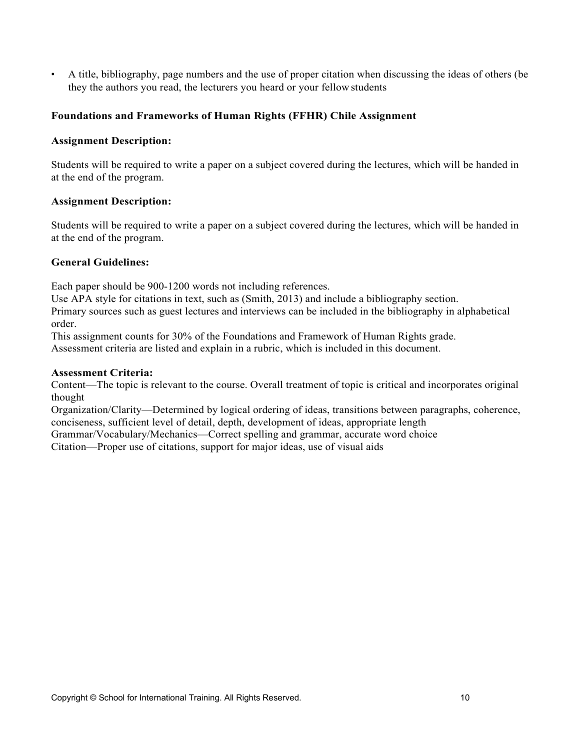- A title, bibliography, page numbers and the use of proper citation when discussing the ideas of others (be they the authors you read, the lecturers you heard or your fellow students

**Foundations and Frameworks of Human Rights (FFHR) Chile Assignment**

**Assignment Description:**

Students will be required to write a paper on a subject covered during the lectures, which will be handed in at the end of the program.

**Assignment Description:**

Students will be required to write a paper on a subject covered during the lectures, which will be handed in at the end of the program.

**General Guidelines:**

Each paper should be 900-1200 words not including references.
Use APA style for citations in text, such as (Smith, 2013) and include a bibliography section.
Primary sources such as guest lectures and interviews can be included in the bibliography in alphabetical order.
This assignment counts for 30% of the Foundations and Framework of Human Rights grade.
Assessment criteria are listed and explain in a rubric, which is included in this document.

**Assessment Criteria:**
Content—The topic is relevant to the course. Overall treatment of topic is critical and incorporates original thought
Organization/Clarity—Determined by logical ordering of ideas, transitions between paragraphs, coherence, conciseness, sufficient level of detail, depth, development of ideas, appropriate length
Grammar/Vocabulary/Mechanics—Correct spelling and grammar, accurate word choice
Citation—Proper use of citations, support for major ideas, use of visual aids

Copyright © School for International Training. All Rights Reserved.